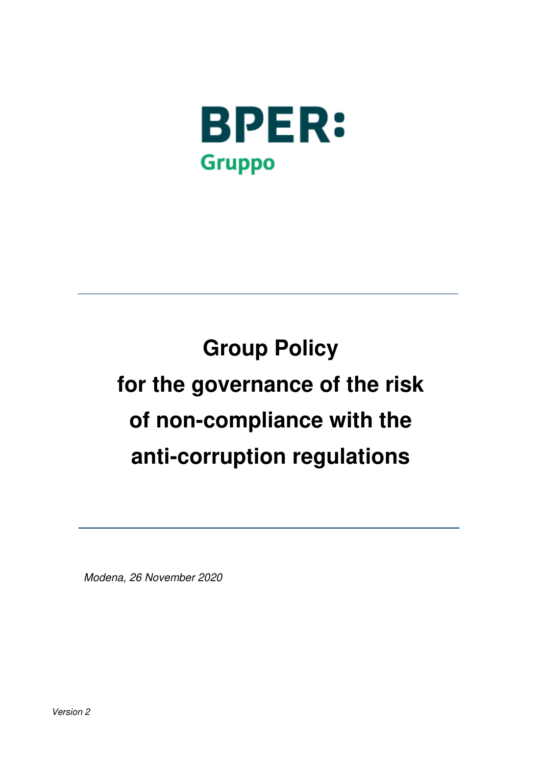BPER:
Gruppo

# Group Policy for the governance of the risk of non-compliance with the anti-corruption regulations

*Modena, 26 November 2020*

*Version 2*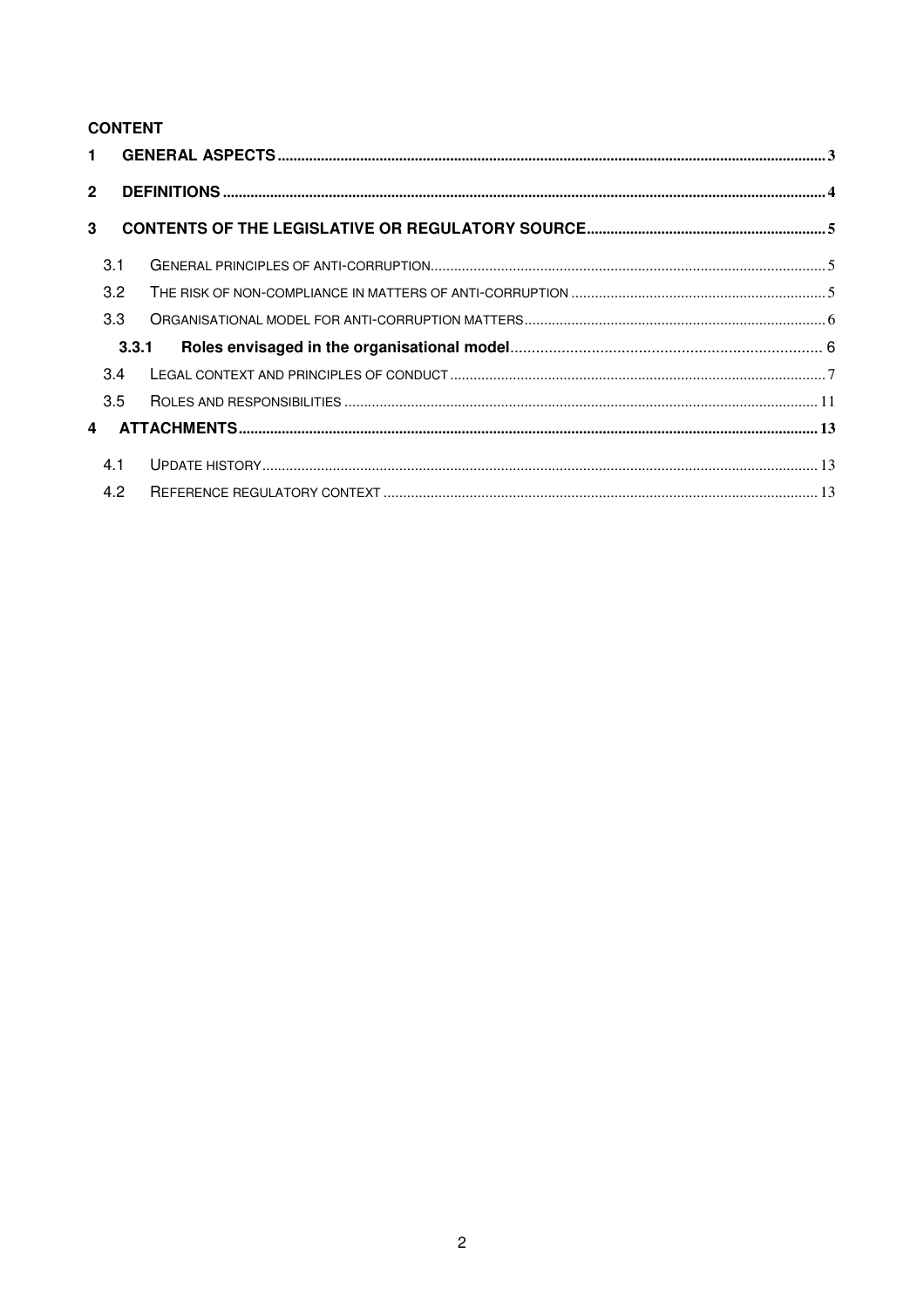**CONTENT**

1 GENERAL ASPECTS ..... 3

2 DEFINITIONS ..... 4

3 CONTENTS OF THE LEGISLATIVE OR REGULATORY SOURCE ..... 5

- 3.1 GENERAL PRINCIPLES OF ANTI-CORRUPTION ..... 5
- 3.2 THE RISK OF NON-COMPLIANCE IN MATTERS OF ANTI-CORRUPTION ..... 5
- 3.3 ORGANISATIONAL MODEL FOR ANTI-CORRUPTION MATTERS ..... 6
  - **3.3.1 Roles envisaged in the organisational model ..... 6**
- 3.4 LEGAL CONTEXT AND PRINCIPLES OF CONDUCT ..... 7
- 3.5 ROLES AND RESPONSIBILITIES ..... 11

4 ATTACHMENTS ..... 13

- 4.1 UPDATE HISTORY ..... 13
- 4.2 REFERENCE REGULATORY CONTEXT ..... 13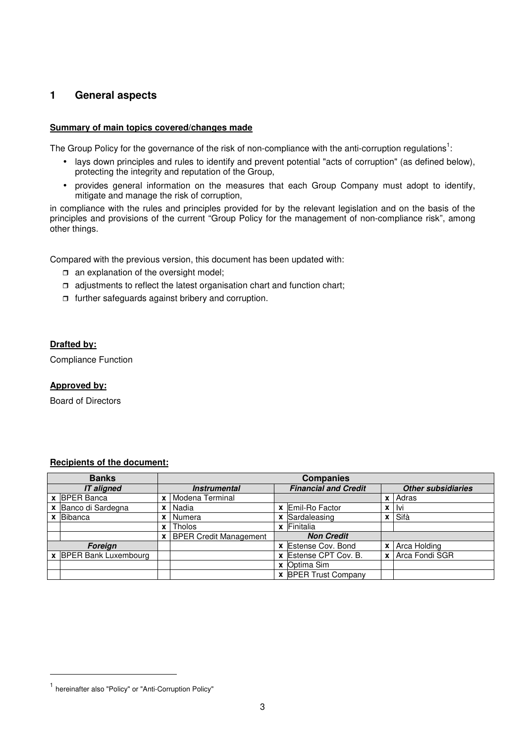# 1 General aspects

**Summary of main topics covered/changes made**

The Group Policy for the governance of the risk of non-compliance with the anti-corruption regulations[1]:

- lays down principles and rules to identify and prevent potential "acts of corruption" (as defined below), protecting the integrity and reputation of the Group,
- provides general information on the measures that each Group Company must adopt to identify, mitigate and manage the risk of corruption,

in compliance with the rules and principles provided for by the relevant legislation and on the basis of the principles and provisions of the current "Group Policy for the management of non-compliance risk", among other things.

Compared with the previous version, this document has been updated with:

- an explanation of the oversight model;
- adjustments to reflect the latest organisation chart and function chart;
- further safeguards against bribery and corruption.

**Drafted by:**

Compliance Function

**Approved by:**

Board of Directors

**Recipients of the document:**

| Banks | | Companies | | | | | |
|---|---|---|---|---|---|---|---|
| *IT aligned* | | *Instrumental* | | *Financial and Credit* | | *Other subsidiaries* | |
| x | BPER Banca | x | Modena Terminal | | | x | Adras |
| x | Banco di Sardegna | x | Nadia | x | Emil-Ro Factor | x | Ivi |
| x | Bibanca | x | Numera | x | Sardaleasing | x | Sifà |
| | | x | Tholos | x | Finitalia | | |
| | | x | BPER Credit Management | *Non Credit* | | | |
| *Foreign* | | | | x | Estense Cov. Bond | x | Arca Holding |
| x | BPER Bank Luxembourg | | | x | Estense CPT Cov. B. | x | Arca Fondi SGR |
| | | | | x | Optima Sim | | |
| | | | | x | BPER Trust Company | | |

[1] hereinafter also "Policy" or "Anti-Corruption Policy"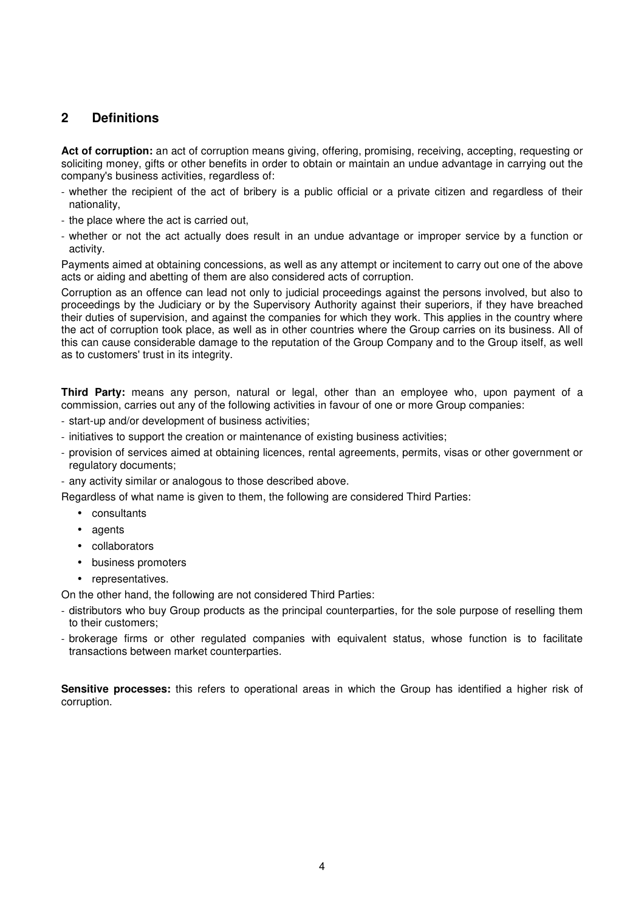## 2 Definitions

**Act of corruption:** an act of corruption means giving, offering, promising, receiving, accepting, requesting or soliciting money, gifts or other benefits in order to obtain or maintain an undue advantage in carrying out the company's business activities, regardless of:

- whether the recipient of the act of bribery is a public official or a private citizen and regardless of their nationality,
- the place where the act is carried out,
- whether or not the act actually does result in an undue advantage or improper service by a function or activity.

Payments aimed at obtaining concessions, as well as any attempt or incitement to carry out one of the above acts or aiding and abetting of them are also considered acts of corruption.

Corruption as an offence can lead not only to judicial proceedings against the persons involved, but also to proceedings by the Judiciary or by the Supervisory Authority against their superiors, if they have breached their duties of supervision, and against the companies for which they work. This applies in the country where the act of corruption took place, as well as in other countries where the Group carries on its business. All of this can cause considerable damage to the reputation of the Group Company and to the Group itself, as well as to customers' trust in its integrity.

**Third Party:** means any person, natural or legal, other than an employee who, upon payment of a commission, carries out any of the following activities in favour of one or more Group companies:

- start-up and/or development of business activities;
- initiatives to support the creation or maintenance of existing business activities;
- provision of services aimed at obtaining licences, rental agreements, permits, visas or other government or regulatory documents;
- any activity similar or analogous to those described above.

Regardless of what name is given to them, the following are considered Third Parties:

- consultants
- agents
- collaborators
- business promoters
- representatives.

On the other hand, the following are not considered Third Parties:

- distributors who buy Group products as the principal counterparties, for the sole purpose of reselling them to their customers;
- brokerage firms or other regulated companies with equivalent status, whose function is to facilitate transactions between market counterparties.

**Sensitive processes:** this refers to operational areas in which the Group has identified a higher risk of corruption.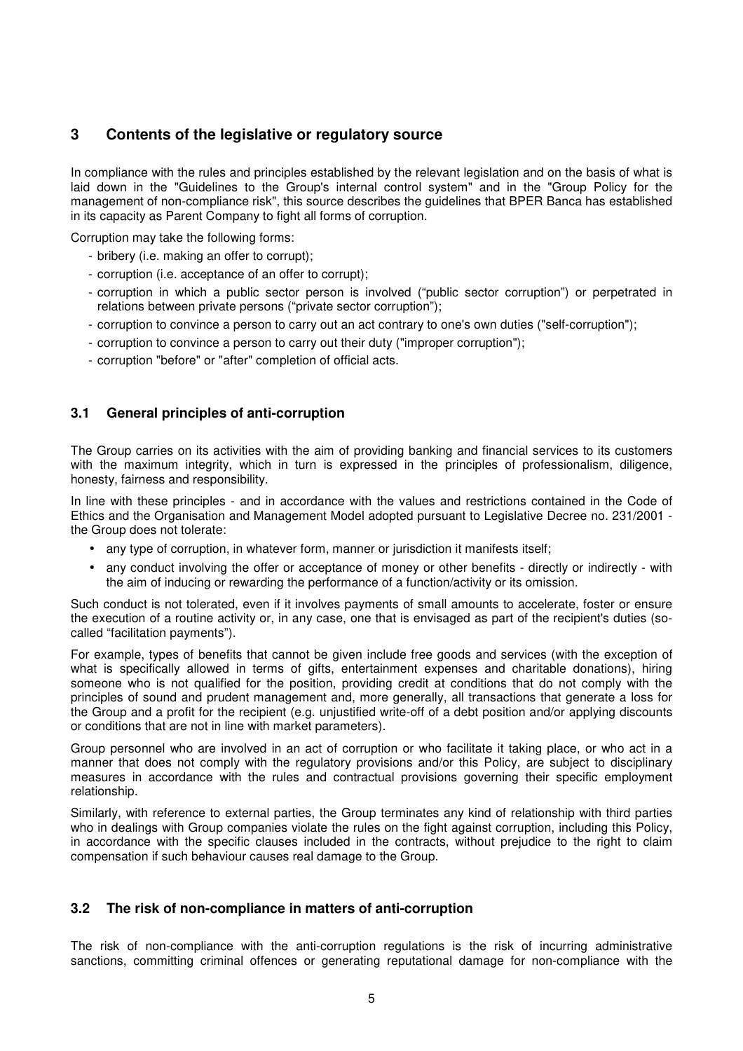## 3 Contents of the legislative or regulatory source

In compliance with the rules and principles established by the relevant legislation and on the basis of what is laid down in the "Guidelines to the Group's internal control system" and in the "Group Policy for the management of non-compliance risk", this source describes the guidelines that BPER Banca has established in its capacity as Parent Company to fight all forms of corruption.

Corruption may take the following forms:

- bribery (i.e. making an offer to corrupt);
- corruption (i.e. acceptance of an offer to corrupt);
- corruption in which a public sector person is involved ("public sector corruption") or perpetrated in relations between private persons ("private sector corruption");
- corruption to convince a person to carry out an act contrary to one's own duties ("self-corruption");
- corruption to convince a person to carry out their duty ("improper corruption");
- corruption "before" or "after" completion of official acts.

### 3.1 General principles of anti-corruption

The Group carries on its activities with the aim of providing banking and financial services to its customers with the maximum integrity, which in turn is expressed in the principles of professionalism, diligence, honesty, fairness and responsibility.

In line with these principles - and in accordance with the values and restrictions contained in the Code of Ethics and the Organisation and Management Model adopted pursuant to Legislative Decree no. 231/2001 - the Group does not tolerate:

- any type of corruption, in whatever form, manner or jurisdiction it manifests itself;
- any conduct involving the offer or acceptance of money or other benefits - directly or indirectly - with the aim of inducing or rewarding the performance of a function/activity or its omission.

Such conduct is not tolerated, even if it involves payments of small amounts to accelerate, foster or ensure the execution of a routine activity or, in any case, one that is envisaged as part of the recipient's duties (so-called "facilitation payments").

For example, types of benefits that cannot be given include free goods and services (with the exception of what is specifically allowed in terms of gifts, entertainment expenses and charitable donations), hiring someone who is not qualified for the position, providing credit at conditions that do not comply with the principles of sound and prudent management and, more generally, all transactions that generate a loss for the Group and a profit for the recipient (e.g. unjustified write-off of a debt position and/or applying discounts or conditions that are not in line with market parameters).

Group personnel who are involved in an act of corruption or who facilitate it taking place, or who act in a manner that does not comply with the regulatory provisions and/or this Policy, are subject to disciplinary measures in accordance with the rules and contractual provisions governing their specific employment relationship.

Similarly, with reference to external parties, the Group terminates any kind of relationship with third parties who in dealings with Group companies violate the rules on the fight against corruption, including this Policy, in accordance with the specific clauses included in the contracts, without prejudice to the right to claim compensation if such behaviour causes real damage to the Group.

### 3.2 The risk of non-compliance in matters of anti-corruption

The risk of non-compliance with the anti-corruption regulations is the risk of incurring administrative sanctions, committing criminal offences or generating reputational damage for non-compliance with the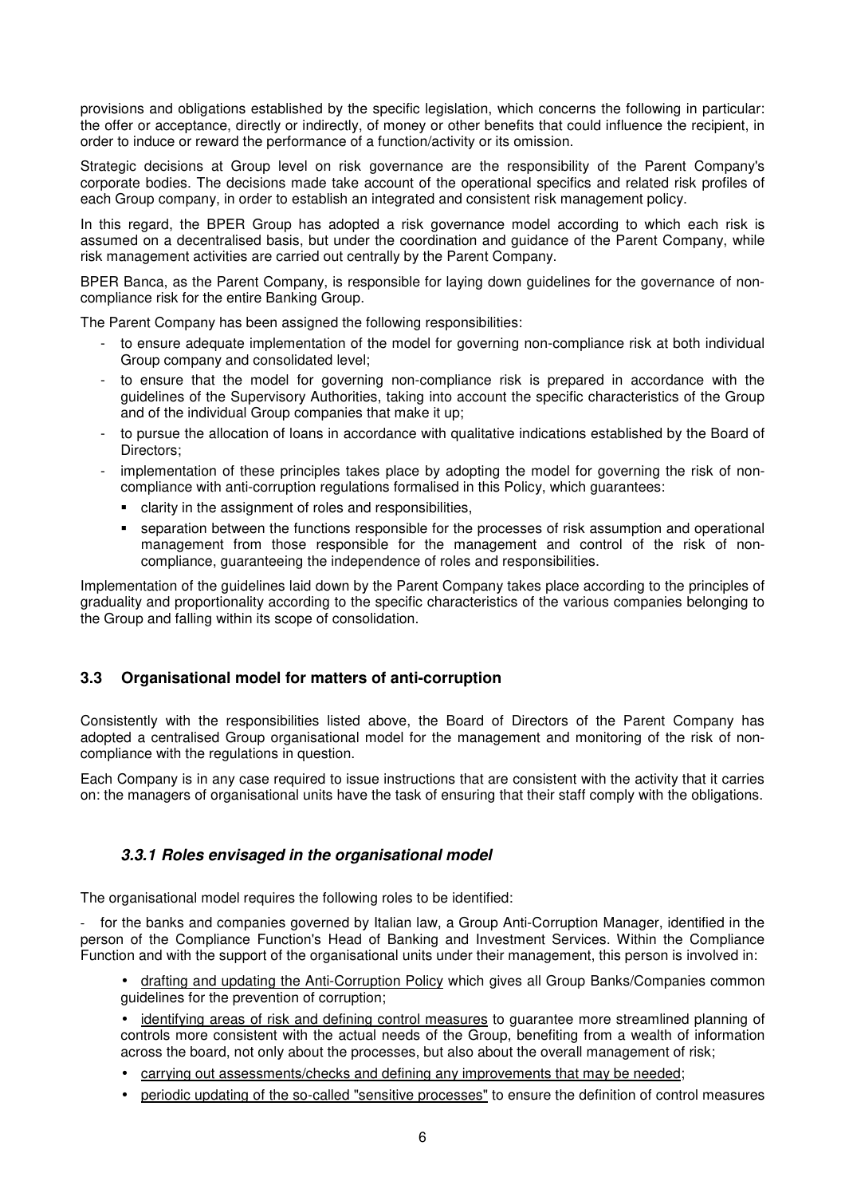provisions and obligations established by the specific legislation, which concerns the following in particular: the offer or acceptance, directly or indirectly, of money or other benefits that could influence the recipient, in order to induce or reward the performance of a function/activity or its omission.

Strategic decisions at Group level on risk governance are the responsibility of the Parent Company's corporate bodies. The decisions made take account of the operational specifics and related risk profiles of each Group company, in order to establish an integrated and consistent risk management policy.

In this regard, the BPER Group has adopted a risk governance model according to which each risk is assumed on a decentralised basis, but under the coordination and guidance of the Parent Company, while risk management activities are carried out centrally by the Parent Company.

BPER Banca, as the Parent Company, is responsible for laying down guidelines for the governance of non-compliance risk for the entire Banking Group.

The Parent Company has been assigned the following responsibilities:

- to ensure adequate implementation of the model for governing non-compliance risk at both individual Group company and consolidated level;
- to ensure that the model for governing non-compliance risk is prepared in accordance with the guidelines of the Supervisory Authorities, taking into account the specific characteristics of the Group and of the individual Group companies that make it up;
- to pursue the allocation of loans in accordance with qualitative indications established by the Board of Directors;
- implementation of these principles takes place by adopting the model for governing the risk of non-compliance with anti-corruption regulations formalised in this Policy, which guarantees:
  - clarity in the assignment of roles and responsibilities,
  - separation between the functions responsible for the processes of risk assumption and operational management from those responsible for the management and control of the risk of non-compliance, guaranteeing the independence of roles and responsibilities.

Implementation of the guidelines laid down by the Parent Company takes place according to the principles of graduality and proportionality according to the specific characteristics of the various companies belonging to the Group and falling within its scope of consolidation.

## 3.3 Organisational model for matters of anti-corruption

Consistently with the responsibilities listed above, the Board of Directors of the Parent Company has adopted a centralised Group organisational model for the management and monitoring of the risk of non-compliance with the regulations in question.

Each Company is in any case required to issue instructions that are consistent with the activity that it carries on: the managers of organisational units have the task of ensuring that their staff comply with the obligations.

### *3.3.1 Roles envisaged in the organisational model*

The organisational model requires the following roles to be identified:

- for the banks and companies governed by Italian law, a Group Anti-Corruption Manager, identified in the person of the Compliance Function's Head of Banking and Investment Services. Within the Compliance Function and with the support of the organisational units under their management, this person is involved in:
  - drafting and updating the Anti-Corruption Policy which gives all Group Banks/Companies common guidelines for the prevention of corruption;
  - identifying areas of risk and defining control measures to guarantee more streamlined planning of controls more consistent with the actual needs of the Group, benefiting from a wealth of information across the board, not only about the processes, but also about the overall management of risk;
  - carrying out assessments/checks and defining any improvements that may be needed;
  - periodic updating of the so-called "sensitive processes" to ensure the definition of control measures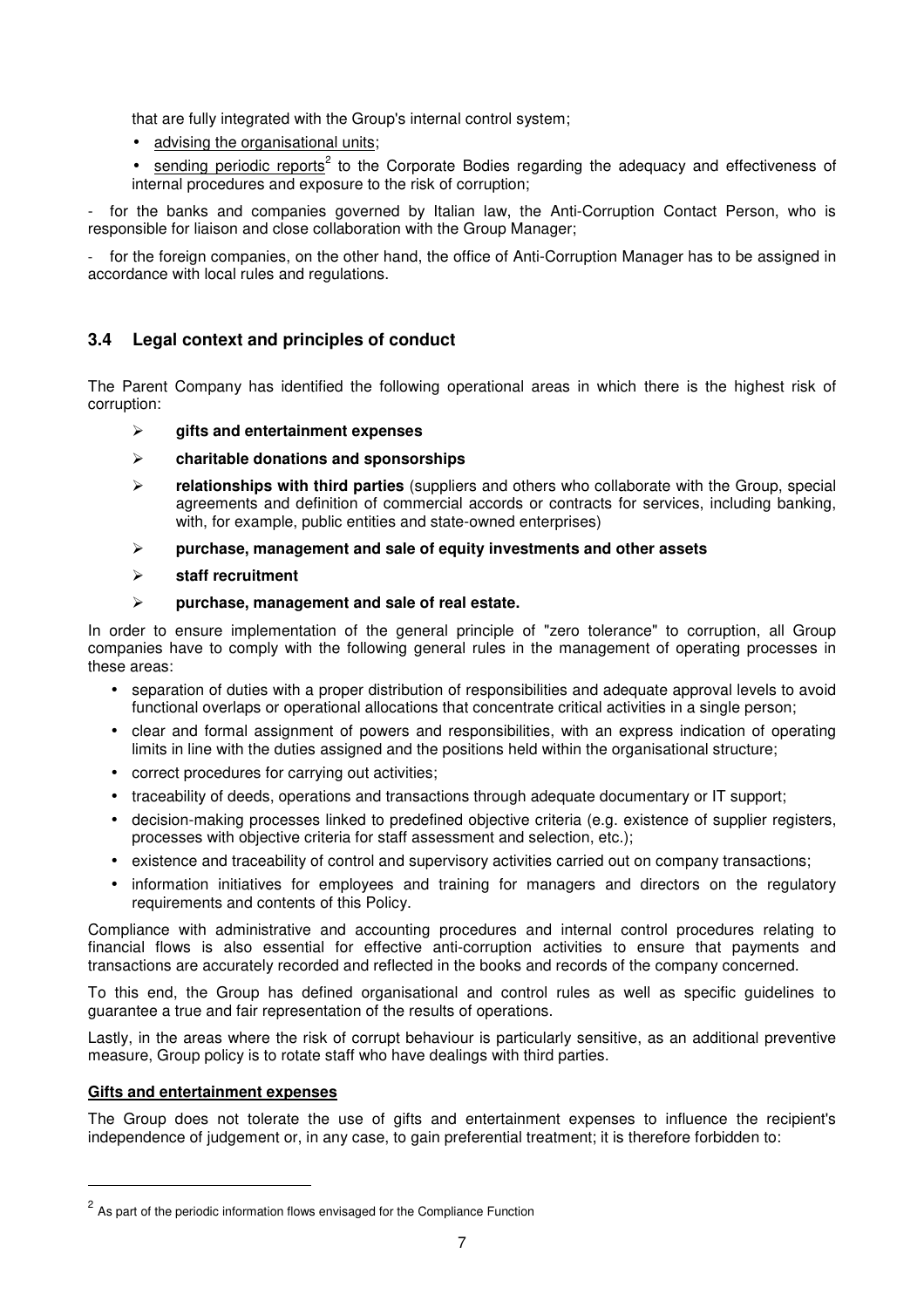that are fully integrated with the Group's internal control system;

- advising the organisational units;
- sending periodic reports[2] to the Corporate Bodies regarding the adequacy and effectiveness of internal procedures and exposure to the risk of corruption;

- for the banks and companies governed by Italian law, the Anti-Corruption Contact Person, who is responsible for liaison and close collaboration with the Group Manager;

- for the foreign companies, on the other hand, the office of Anti-Corruption Manager has to be assigned in accordance with local rules and regulations.

## 3.4 Legal context and principles of conduct

The Parent Company has identified the following operational areas in which there is the highest risk of corruption:

- **gifts and entertainment expenses**
- **charitable donations and sponsorships**
- **relationships with third parties** (suppliers and others who collaborate with the Group, special agreements and definition of commercial accords or contracts for services, including banking, with, for example, public entities and state-owned enterprises)
- **purchase, management and sale of equity investments and other assets**
- **staff recruitment**
- **purchase, management and sale of real estate.**

In order to ensure implementation of the general principle of "zero tolerance" to corruption, all Group companies have to comply with the following general rules in the management of operating processes in these areas:

- separation of duties with a proper distribution of responsibilities and adequate approval levels to avoid functional overlaps or operational allocations that concentrate critical activities in a single person;
- clear and formal assignment of powers and responsibilities, with an express indication of operating limits in line with the duties assigned and the positions held within the organisational structure;
- correct procedures for carrying out activities;
- traceability of deeds, operations and transactions through adequate documentary or IT support;
- decision-making processes linked to predefined objective criteria (e.g. existence of supplier registers, processes with objective criteria for staff assessment and selection, etc.);
- existence and traceability of control and supervisory activities carried out on company transactions;
- information initiatives for employees and training for managers and directors on the regulatory requirements and contents of this Policy.

Compliance with administrative and accounting procedures and internal control procedures relating to financial flows is also essential for effective anti-corruption activities to ensure that payments and transactions are accurately recorded and reflected in the books and records of the company concerned.

To this end, the Group has defined organisational and control rules as well as specific guidelines to guarantee a true and fair representation of the results of operations.

Lastly, in the areas where the risk of corrupt behaviour is particularly sensitive, as an additional preventive measure, Group policy is to rotate staff who have dealings with third parties.

**Gifts and entertainment expenses**

The Group does not tolerate the use of gifts and entertainment expenses to influence the recipient's independence of judgement or, in any case, to gain preferential treatment; it is therefore forbidden to:

---

[2] As part of the periodic information flows envisaged for the Compliance Function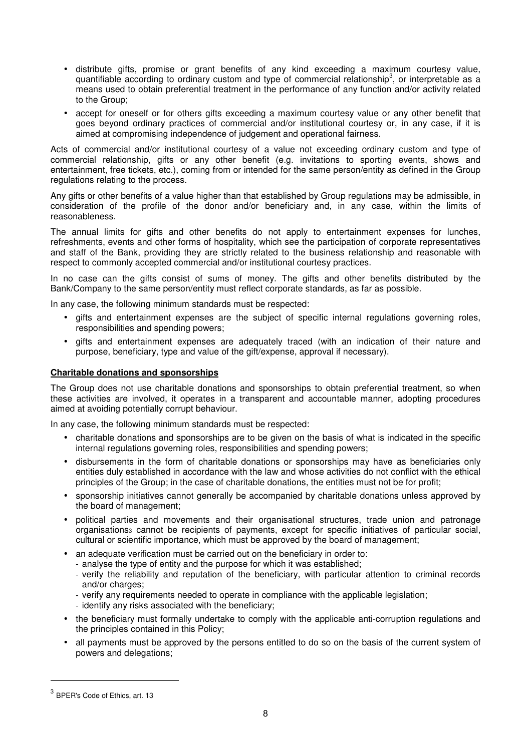- distribute gifts, promise or grant benefits of any kind exceeding a maximum courtesy value, quantifiable according to ordinary custom and type of commercial relationship[3], or interpretable as a means used to obtain preferential treatment in the performance of any function and/or activity related to the Group;
- accept for oneself or for others gifts exceeding a maximum courtesy value or any other benefit that goes beyond ordinary practices of commercial and/or institutional courtesy or, in any case, if it is aimed at compromising independence of judgement and operational fairness.

Acts of commercial and/or institutional courtesy of a value not exceeding ordinary custom and type of commercial relationship, gifts or any other benefit (e.g. invitations to sporting events, shows and entertainment, free tickets, etc.), coming from or intended for the same person/entity as defined in the Group regulations relating to the process.

Any gifts or other benefits of a value higher than that established by Group regulations may be admissible, in consideration of the profile of the donor and/or beneficiary and, in any case, within the limits of reasonableness.

The annual limits for gifts and other benefits do not apply to entertainment expenses for lunches, refreshments, events and other forms of hospitality, which see the participation of corporate representatives and staff of the Bank, providing they are strictly related to the business relationship and reasonable with respect to commonly accepted commercial and/or institutional courtesy practices.

In no case can the gifts consist of sums of money. The gifts and other benefits distributed by the Bank/Company to the same person/entity must reflect corporate standards, as far as possible.

In any case, the following minimum standards must be respected:

- gifts and entertainment expenses are the subject of specific internal regulations governing roles, responsibilities and spending powers;
- gifts and entertainment expenses are adequately traced (with an indication of their nature and purpose, beneficiary, type and value of the gift/expense, approval if necessary).

**Charitable donations and sponsorships**

The Group does not use charitable donations and sponsorships to obtain preferential treatment, so when these activities are involved, it operates in a transparent and accountable manner, adopting procedures aimed at avoiding potentially corrupt behaviour.

In any case, the following minimum standards must be respected:

- charitable donations and sponsorships are to be given on the basis of what is indicated in the specific internal regulations governing roles, responsibilities and spending powers;
- disbursements in the form of charitable donations or sponsorships may have as beneficiaries only entities duly established in accordance with the law and whose activities do not conflict with the ethical principles of the Group; in the case of charitable donations, the entities must not be for profit;
- sponsorship initiatives cannot generally be accompanied by charitable donations unless approved by the board of management;
- political parties and movements and their organisational structures, trade union and patronage organisations[3] cannot be recipients of payments, except for specific initiatives of particular social, cultural or scientific importance, which must be approved by the board of management;
- an adequate verification must be carried out on the beneficiary in order to:
  - analyse the type of entity and the purpose for which it was established;
  - verify the reliability and reputation of the beneficiary, with particular attention to criminal records and/or charges;
  - verify any requirements needed to operate in compliance with the applicable legislation;
  - identify any risks associated with the beneficiary;
- the beneficiary must formally undertake to comply with the applicable anti-corruption regulations and the principles contained in this Policy;
- all payments must be approved by the persons entitled to do so on the basis of the current system of powers and delegations;

---

[3] BPER's Code of Ethics, art. 13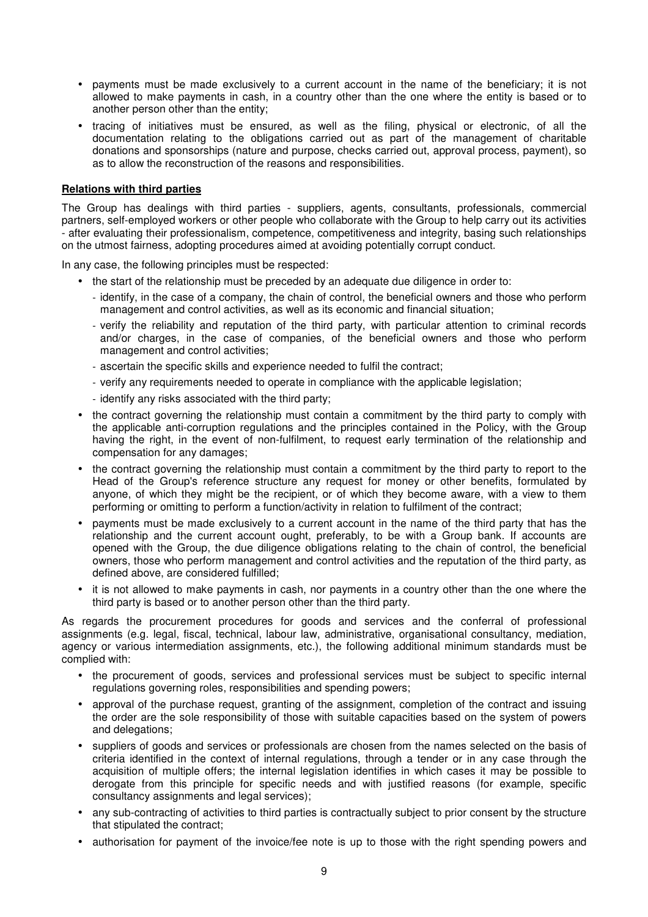- payments must be made exclusively to a current account in the name of the beneficiary; it is not allowed to make payments in cash, in a country other than the one where the entity is based or to another person other than the entity;
- tracing of initiatives must be ensured, as well as the filing, physical or electronic, of all the documentation relating to the obligations carried out as part of the management of charitable donations and sponsorships (nature and purpose, checks carried out, approval process, payment), so as to allow the reconstruction of the reasons and responsibilities.

**Relations with third parties**

The Group has dealings with third parties - suppliers, agents, consultants, professionals, commercial partners, self-employed workers or other people who collaborate with the Group to help carry out its activities - after evaluating their professionalism, competence, competitiveness and integrity, basing such relationships on the utmost fairness, adopting procedures aimed at avoiding potentially corrupt conduct.

In any case, the following principles must be respected:

- the start of the relationship must be preceded by an adequate due diligence in order to:
  - identify, in the case of a company, the chain of control, the beneficial owners and those who perform management and control activities, as well as its economic and financial situation;
  - verify the reliability and reputation of the third party, with particular attention to criminal records and/or charges, in the case of companies, of the beneficial owners and those who perform management and control activities;
  - ascertain the specific skills and experience needed to fulfil the contract;
  - verify any requirements needed to operate in compliance with the applicable legislation;
  - identify any risks associated with the third party;
- the contract governing the relationship must contain a commitment by the third party to comply with the applicable anti-corruption regulations and the principles contained in the Policy, with the Group having the right, in the event of non-fulfilment, to request early termination of the relationship and compensation for any damages;
- the contract governing the relationship must contain a commitment by the third party to report to the Head of the Group's reference structure any request for money or other benefits, formulated by anyone, of which they might be the recipient, or of which they become aware, with a view to them performing or omitting to perform a function/activity in relation to fulfilment of the contract;
- payments must be made exclusively to a current account in the name of the third party that has the relationship and the current account ought, preferably, to be with a Group bank. If accounts are opened with the Group, the due diligence obligations relating to the chain of control, the beneficial owners, those who perform management and control activities and the reputation of the third party, as defined above, are considered fulfilled;
- it is not allowed to make payments in cash, nor payments in a country other than the one where the third party is based or to another person other than the third party.

As regards the procurement procedures for goods and services and the conferral of professional assignments (e.g. legal, fiscal, technical, labour law, administrative, organisational consultancy, mediation, agency or various intermediation assignments, etc.), the following additional minimum standards must be complied with:

- the procurement of goods, services and professional services must be subject to specific internal regulations governing roles, responsibilities and spending powers;
- approval of the purchase request, granting of the assignment, completion of the contract and issuing the order are the sole responsibility of those with suitable capacities based on the system of powers and delegations;
- suppliers of goods and services or professionals are chosen from the names selected on the basis of criteria identified in the context of internal regulations, through a tender or in any case through the acquisition of multiple offers; the internal legislation identifies in which cases it may be possible to derogate from this principle for specific needs and with justified reasons (for example, specific consultancy assignments and legal services);
- any sub-contracting of activities to third parties is contractually subject to prior consent by the structure that stipulated the contract;
- authorisation for payment of the invoice/fee note is up to those with the right spending powers and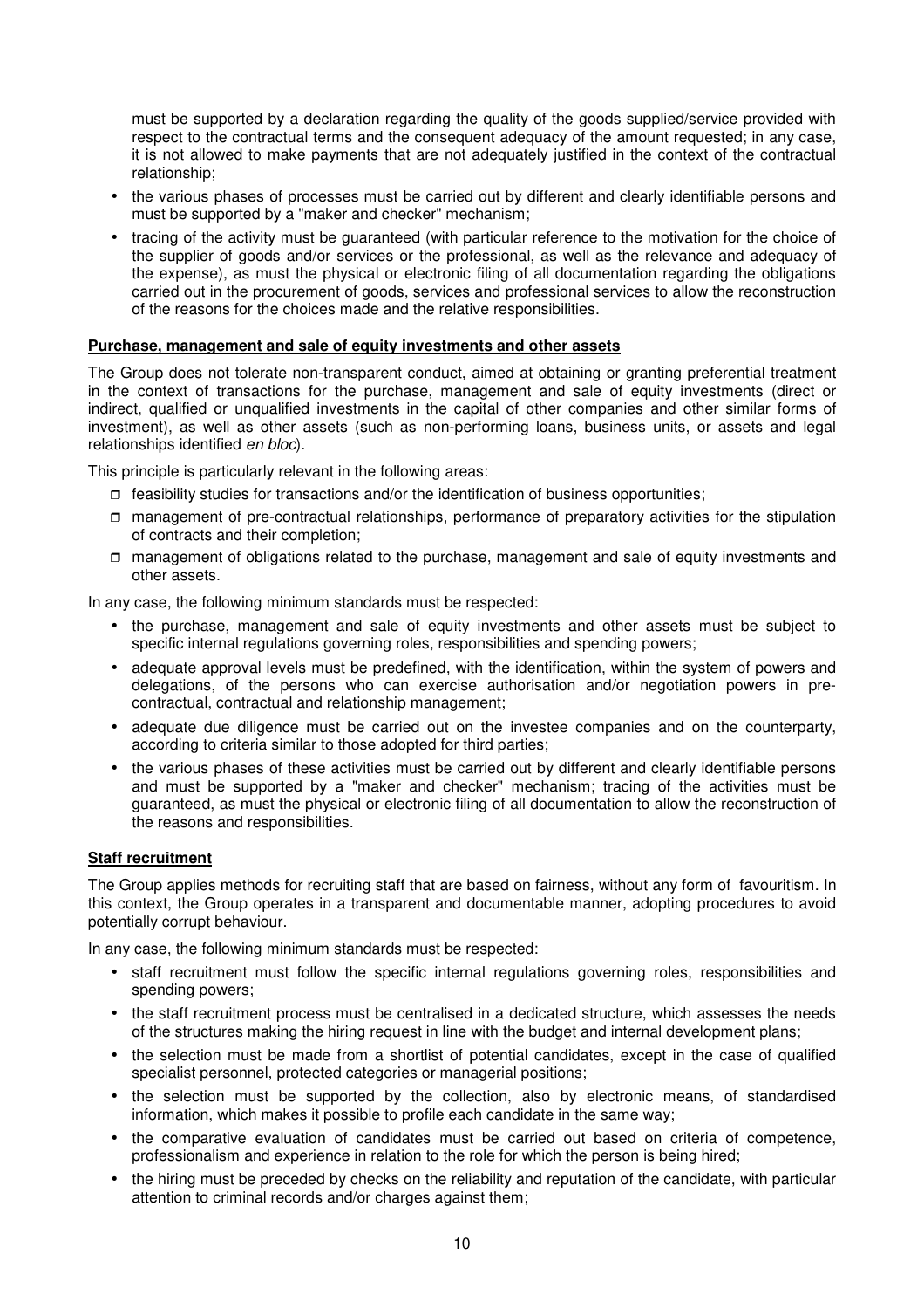must be supported by a declaration regarding the quality of the goods supplied/service provided with respect to the contractual terms and the consequent adequacy of the amount requested; in any case, it is not allowed to make payments that are not adequately justified in the context of the contractual relationship;

- the various phases of processes must be carried out by different and clearly identifiable persons and must be supported by a "maker and checker" mechanism;
- tracing of the activity must be guaranteed (with particular reference to the motivation for the choice of the supplier of goods and/or services or the professional, as well as the relevance and adequacy of the expense), as must the physical or electronic filing of all documentation regarding the obligations carried out in the procurement of goods, services and professional services to allow the reconstruction of the reasons for the choices made and the relative responsibilities.

**Purchase, management and sale of equity investments and other assets**

The Group does not tolerate non-transparent conduct, aimed at obtaining or granting preferential treatment in the context of transactions for the purchase, management and sale of equity investments (direct or indirect, qualified or unqualified investments in the capital of other companies and other similar forms of investment), as well as other assets (such as non-performing loans, business units, or assets and legal relationships identified *en bloc*).

This principle is particularly relevant in the following areas:

- feasibility studies for transactions and/or the identification of business opportunities;
- management of pre-contractual relationships, performance of preparatory activities for the stipulation of contracts and their completion;
- management of obligations related to the purchase, management and sale of equity investments and other assets.

In any case, the following minimum standards must be respected:

- the purchase, management and sale of equity investments and other assets must be subject to specific internal regulations governing roles, responsibilities and spending powers;
- adequate approval levels must be predefined, with the identification, within the system of powers and delegations, of the persons who can exercise authorisation and/or negotiation powers in pre-contractual, contractual and relationship management;
- adequate due diligence must be carried out on the investee companies and on the counterparty, according to criteria similar to those adopted for third parties;
- the various phases of these activities must be carried out by different and clearly identifiable persons and must be supported by a "maker and checker" mechanism; tracing of the activities must be guaranteed, as must the physical or electronic filing of all documentation to allow the reconstruction of the reasons and responsibilities.

**Staff recruitment**

The Group applies methods for recruiting staff that are based on fairness, without any form of favouritism. In this context, the Group operates in a transparent and documentable manner, adopting procedures to avoid potentially corrupt behaviour.

In any case, the following minimum standards must be respected:

- staff recruitment must follow the specific internal regulations governing roles, responsibilities and spending powers;
- the staff recruitment process must be centralised in a dedicated structure, which assesses the needs of the structures making the hiring request in line with the budget and internal development plans;
- the selection must be made from a shortlist of potential candidates, except in the case of qualified specialist personnel, protected categories or managerial positions;
- the selection must be supported by the collection, also by electronic means, of standardised information, which makes it possible to profile each candidate in the same way;
- the comparative evaluation of candidates must be carried out based on criteria of competence, professionalism and experience in relation to the role for which the person is being hired;
- the hiring must be preceded by checks on the reliability and reputation of the candidate, with particular attention to criminal records and/or charges against them;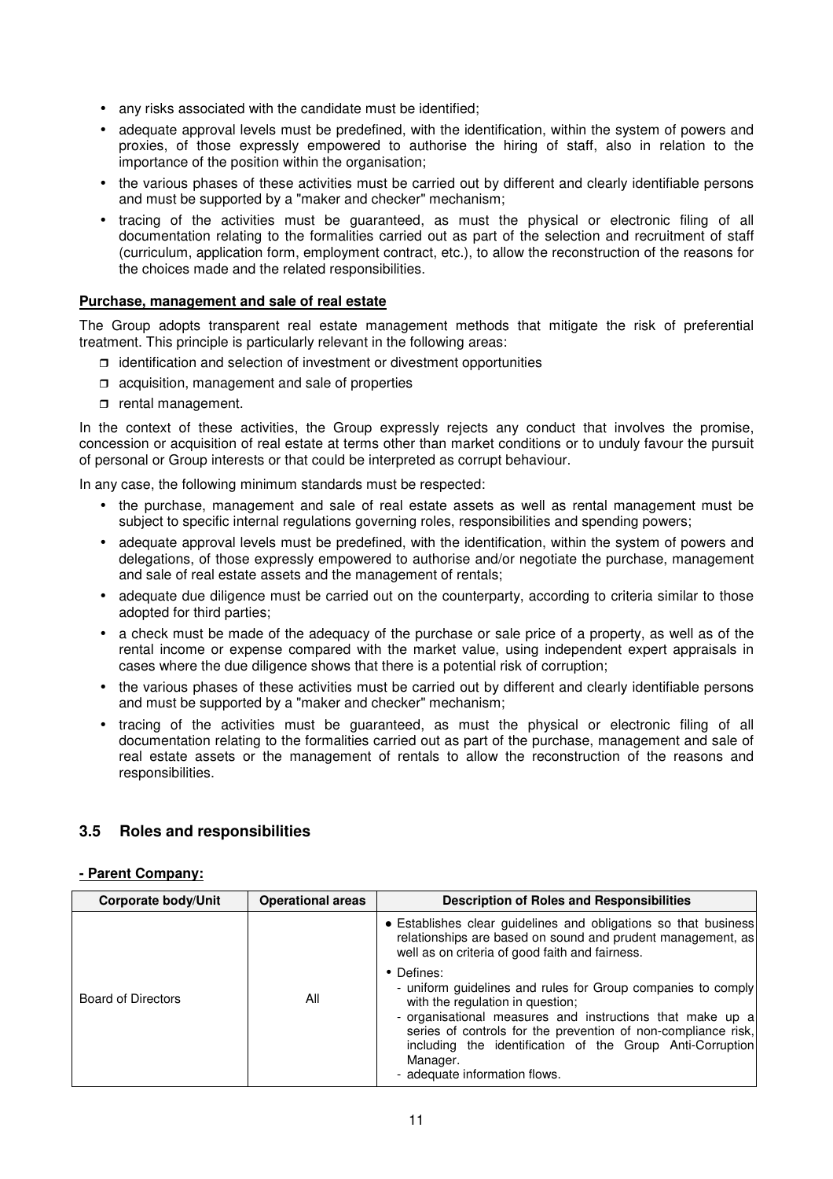- any risks associated with the candidate must be identified;
- adequate approval levels must be predefined, with the identification, within the system of powers and proxies, of those expressly empowered to authorise the hiring of staff, also in relation to the importance of the position within the organisation;
- the various phases of these activities must be carried out by different and clearly identifiable persons and must be supported by a "maker and checker" mechanism;
- tracing of the activities must be guaranteed, as must the physical or electronic filing of all documentation relating to the formalities carried out as part of the selection and recruitment of staff (curriculum, application form, employment contract, etc.), to allow the reconstruction of the reasons for the choices made and the related responsibilities.

**Purchase, management and sale of real estate**

The Group adopts transparent real estate management methods that mitigate the risk of preferential treatment. This principle is particularly relevant in the following areas:

- identification and selection of investment or divestment opportunities
- acquisition, management and sale of properties
- rental management.

In the context of these activities, the Group expressly rejects any conduct that involves the promise, concession or acquisition of real estate at terms other than market conditions or to unduly favour the pursuit of personal or Group interests or that could be interpreted as corrupt behaviour.

In any case, the following minimum standards must be respected:

- the purchase, management and sale of real estate assets as well as rental management must be subject to specific internal regulations governing roles, responsibilities and spending powers;
- adequate approval levels must be predefined, with the identification, within the system of powers and delegations, of those expressly empowered to authorise and/or negotiate the purchase, management and sale of real estate assets and the management of rentals;
- adequate due diligence must be carried out on the counterparty, according to criteria similar to those adopted for third parties;
- a check must be made of the adequacy of the purchase or sale price of a property, as well as of the rental income or expense compared with the market value, using independent expert appraisals in cases where the due diligence shows that there is a potential risk of corruption;
- the various phases of these activities must be carried out by different and clearly identifiable persons and must be supported by a "maker and checker" mechanism;
- tracing of the activities must be guaranteed, as must the physical or electronic filing of all documentation relating to the formalities carried out as part of the purchase, management and sale of real estate assets or the management of rentals to allow the reconstruction of the reasons and responsibilities.

## 3.5 Roles and responsibilities

**- Parent Company:**

| Corporate body/Unit | Operational areas | Description of Roles and Responsibilities |
| --- | --- | --- |
| Board of Directors | All | • Establishes clear guidelines and obligations so that business relationships are based on sound and prudent management, as well as on criteria of good faith and fairness.<br>• Defines:<br>- uniform guidelines and rules for Group companies to comply with the regulation in question;<br>- organisational measures and instructions that make up a series of controls for the prevention of non-compliance risk, including the identification of the Group Anti-Corruption Manager.<br>- adequate information flows. |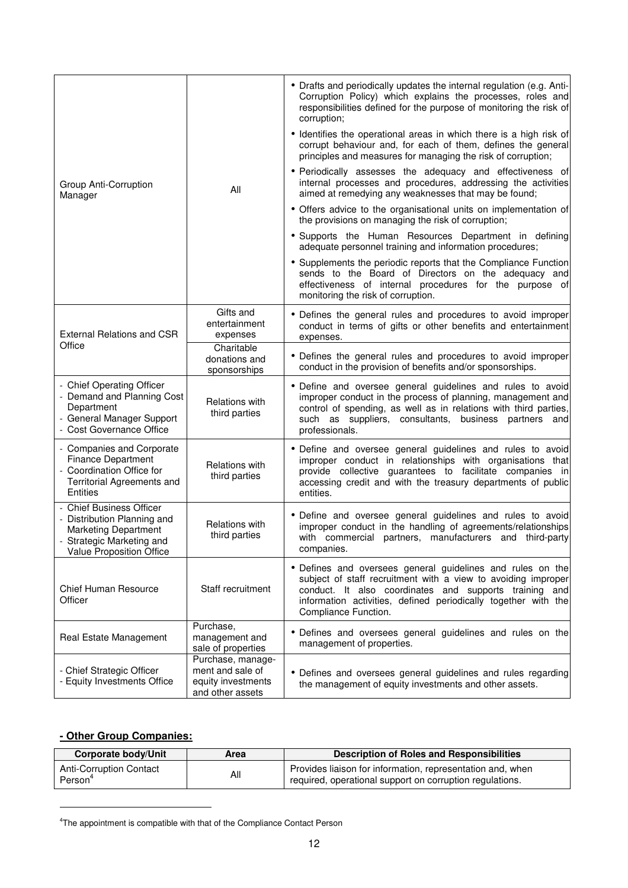| | | |
|---|---|---|
| Group Anti-Corruption Manager | All | • Drafts and periodically updates the internal regulation (e.g. Anti-Corruption Policy) which explains the processes, roles and responsibilities defined for the purpose of monitoring the risk of corruption;<br>• Identifies the operational areas in which there is a high risk of corrupt behaviour and, for each of them, defines the general principles and measures for managing the risk of corruption;<br>• Periodically assesses the adequacy and effectiveness of internal processes and procedures, addressing the activities aimed at remedying any weaknesses that may be found;<br>• Offers advice to the organisational units on implementation of the provisions on managing the risk of corruption;<br>• Supports the Human Resources Department in defining adequate personnel training and information procedures;<br>• Supplements the periodic reports that the Compliance Function sends to the Board of Directors on the adequacy and effectiveness of internal procedures for the purpose of monitoring the risk of corruption. |
| External Relations and CSR Office | Gifts and entertainment expenses | • Defines the general rules and procedures to avoid improper conduct in terms of gifts or other benefits and entertainment expenses. |
| | Charitable donations and sponsorships | • Defines the general rules and procedures to avoid improper conduct in the provision of benefits and/or sponsorships. |
| - Chief Operating Officer<br>- Demand and Planning Cost Department<br>- General Manager Support<br>- Cost Governance Office | Relations with third parties | • Define and oversee general guidelines and rules to avoid improper conduct in the process of planning, management and control of spending, as well as in relations with third parties, such as suppliers, consultants, business partners and professionals. |
| - Companies and Corporate Finance Department<br>- Coordination Office for Territorial Agreements and Entities | Relations with third parties | • Define and oversee general guidelines and rules to avoid improper conduct in relationships with organisations that provide collective guarantees to facilitate companies in accessing credit and with the treasury departments of public entities. |
| - Chief Business Officer<br>- Distribution Planning and Marketing Department<br>- Strategic Marketing and Value Proposition Office | Relations with third parties | • Define and oversee general guidelines and rules to avoid improper conduct in the handling of agreements/relationships with commercial partners, manufacturers and third-party companies. |
| Chief Human Resource Officer | Staff recruitment | • Defines and oversees general guidelines and rules on the subject of staff recruitment with a view to avoiding improper conduct. It also coordinates and supports training and information activities, defined periodically together with the Compliance Function. |
| Real Estate Management | Purchase, management and sale of properties | • Defines and oversees general guidelines and rules on the management of properties. |
| - Chief Strategic Officer<br>- Equity Investments Office | Purchase, management and sale of equity investments and other assets | • Defines and oversees general guidelines and rules regarding the management of equity investments and other assets. |

**- Other Group Companies:**

| Corporate body/Unit | Area | Description of Roles and Responsibilities |
|---|---|---|
| Anti-Corruption Contact Person[4] | All | Provides liaison for information, representation and, when required, operational support on corruption regulations. |

[4] The appointment is compatible with that of the Compliance Contact Person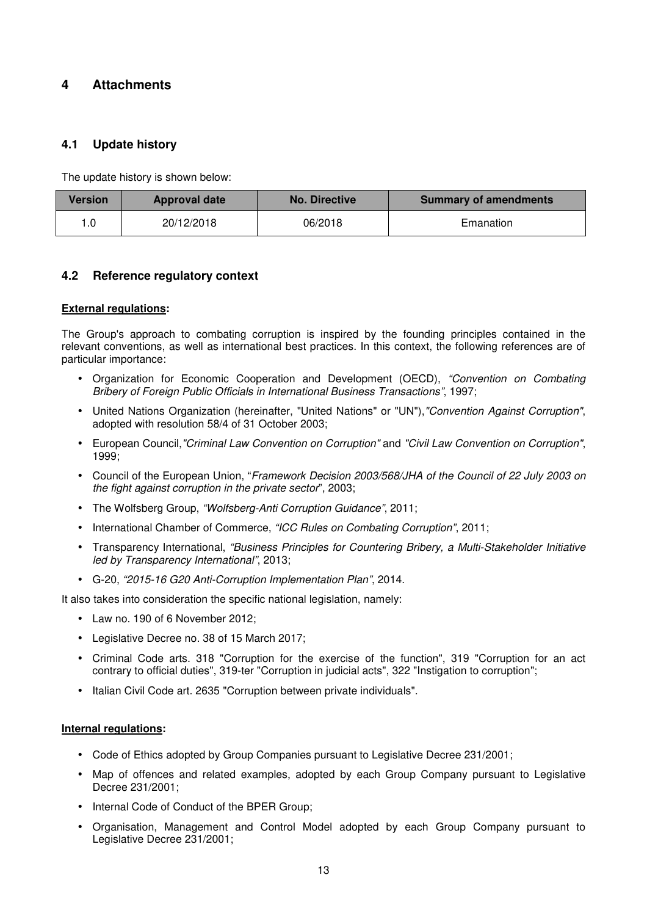# 4 Attachments

## 4.1 Update history

The update history is shown below:

| Version | Approval date | No. Directive | Summary of amendments |
|---|---|---|---|
| 1.0 | 20/12/2018 | 06/2018 | Emanation |

## 4.2 Reference regulatory context

**External regulations:**

The Group's approach to combating corruption is inspired by the founding principles contained in the relevant conventions, as well as international best practices. In this context, the following references are of particular importance:

- Organization for Economic Cooperation and Development (OECD), *"Convention on Combating Bribery of Foreign Public Officials in International Business Transactions"*, 1997;
- United Nations Organization (hereinafter, "United Nations" or "UN"), *"Convention Against Corruption"*, adopted with resolution 58/4 of 31 October 2003;
- European Council, *"Criminal Law Convention on Corruption"* and *"Civil Law Convention on Corruption"*, 1999;
- Council of the European Union, "*Framework Decision 2003/568/JHA of the Council of 22 July 2003 on the fight against corruption in the private sector*", 2003;
- The Wolfsberg Group, *"Wolfsberg-Anti Corruption Guidance"*, 2011;
- International Chamber of Commerce, *"ICC Rules on Combating Corruption"*, 2011;
- Transparency International, *"Business Principles for Countering Bribery, a Multi-Stakeholder Initiative led by Transparency International"*, 2013;
- G-20, *"2015-16 G20 Anti-Corruption Implementation Plan"*, 2014.

It also takes into consideration the specific national legislation, namely:

- Law no. 190 of 6 November 2012;
- Legislative Decree no. 38 of 15 March 2017;
- Criminal Code arts. 318 "Corruption for the exercise of the function", 319 "Corruption for an act contrary to official duties", 319-ter "Corruption in judicial acts", 322 "Instigation to corruption";
- Italian Civil Code art. 2635 "Corruption between private individuals".

**Internal regulations:**

- Code of Ethics adopted by Group Companies pursuant to Legislative Decree 231/2001;
- Map of offences and related examples, adopted by each Group Company pursuant to Legislative Decree 231/2001;
- Internal Code of Conduct of the BPER Group;
- Organisation, Management and Control Model adopted by each Group Company pursuant to Legislative Decree 231/2001;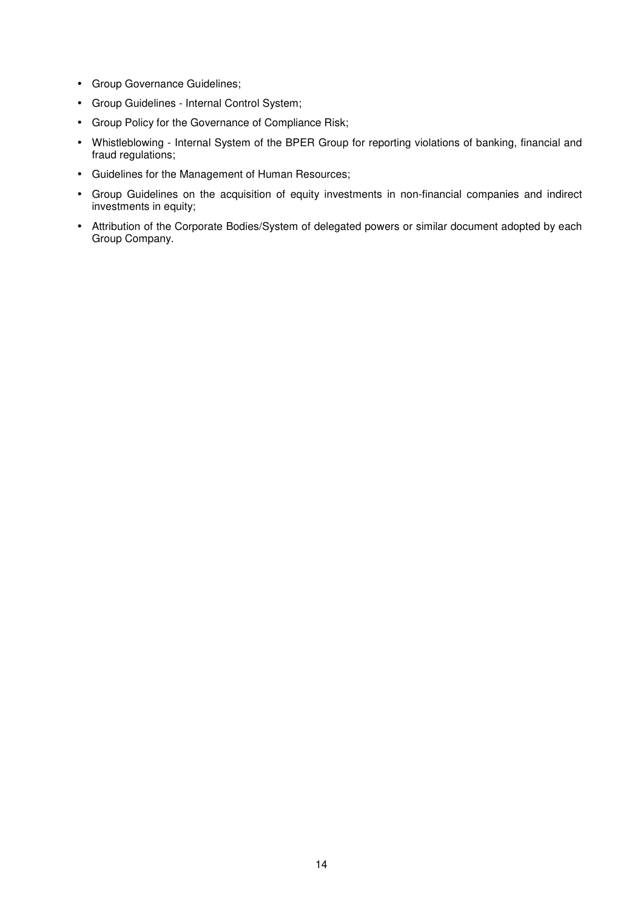- Group Governance Guidelines;
- Group Guidelines - Internal Control System;
- Group Policy for the Governance of Compliance Risk;
- Whistleblowing - Internal System of the BPER Group for reporting violations of banking, financial and fraud regulations;
- Guidelines for the Management of Human Resources;
- Group Guidelines on the acquisition of equity investments in non-financial companies and indirect investments in equity;
- Attribution of the Corporate Bodies/System of delegated powers or similar document adopted by each Group Company.